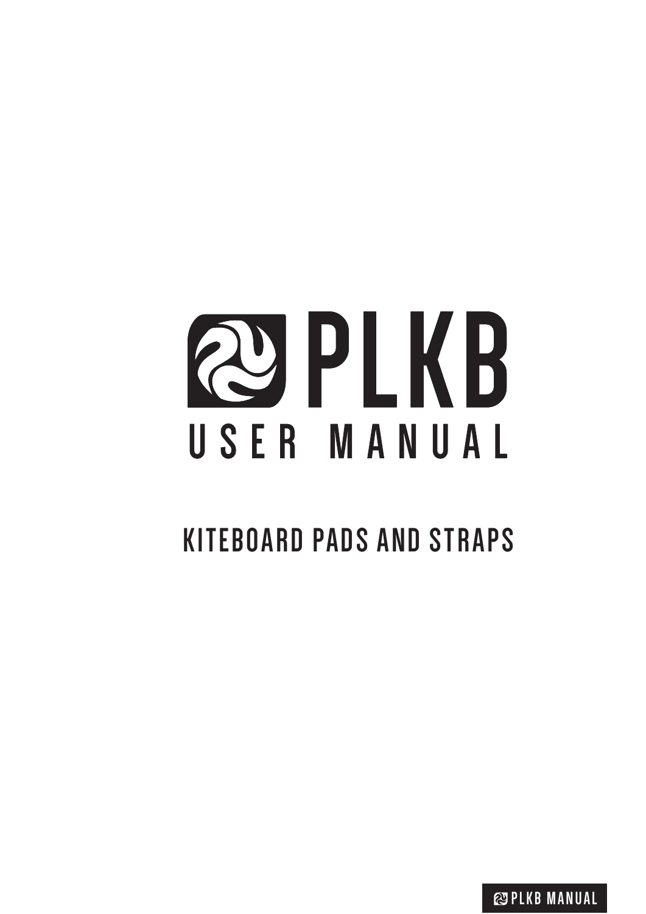# PLKB

## USER MANUAL

## KITEBOARD PADS AND STRAPS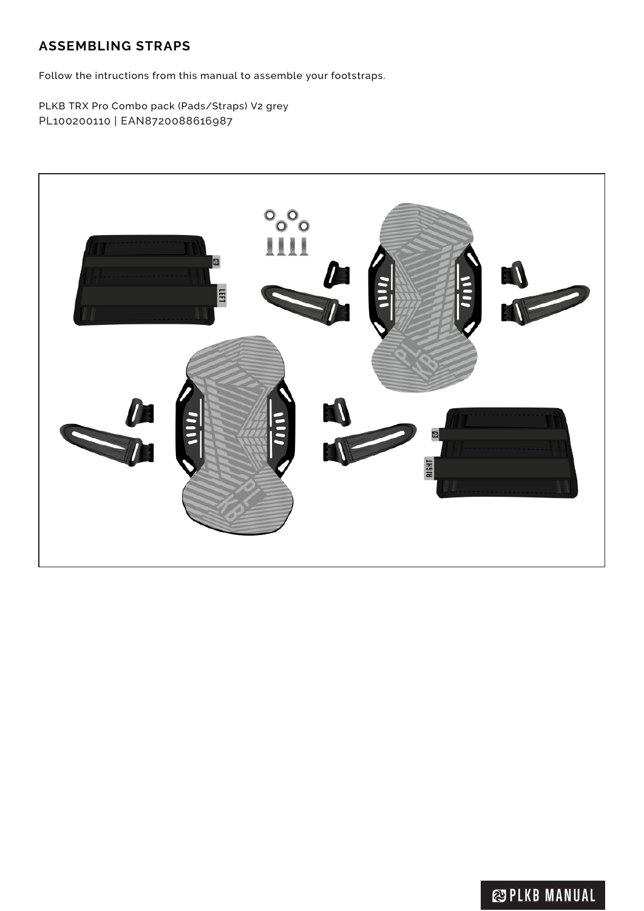## ASSEMBLING STRAPS

Follow the intructions from this manual to assemble your footstraps.

PLKB TRX Pro Combo pack (Pads/Straps) V2 grey
PL100200110 | EAN8720088616987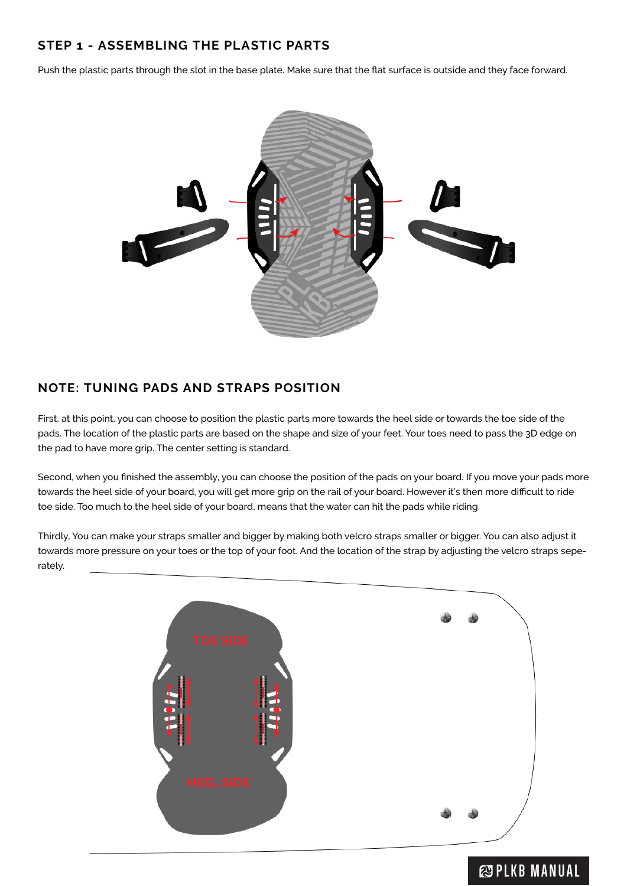## STEP 1 - ASSEMBLING THE PLASTIC PARTS

Push the plastic parts through the slot in the base plate. Make sure that the flat surface is outside and they face forward.

## NOTE: TUNING PADS AND STRAPS POSITION

First, at this point, you can choose to position the plastic parts more towards the heel side or towards the toe side of the pads. The location of the plastic parts are based on the shape and size of your feet. Your toes need to pass the 3D edge on the pad to have more grip. The center setting is standard.

Second, when you finished the assembly, you can choose the position of the pads on your board. If you move your pads more towards the heel side of your board, you will get more grip on the rail of your board. However it's then more difficult to ride toe side. Too much to the heel side of your board, means that the water can hit the pads while riding.

Thirdly, You can make your straps smaller and bigger by making both velcro straps smaller or bigger. You can also adjust it towards more pressure on your toes or the top of your foot. And the location of the strap by adjusting the velcro straps seperately.

TOE SIDE

HEEL SIDE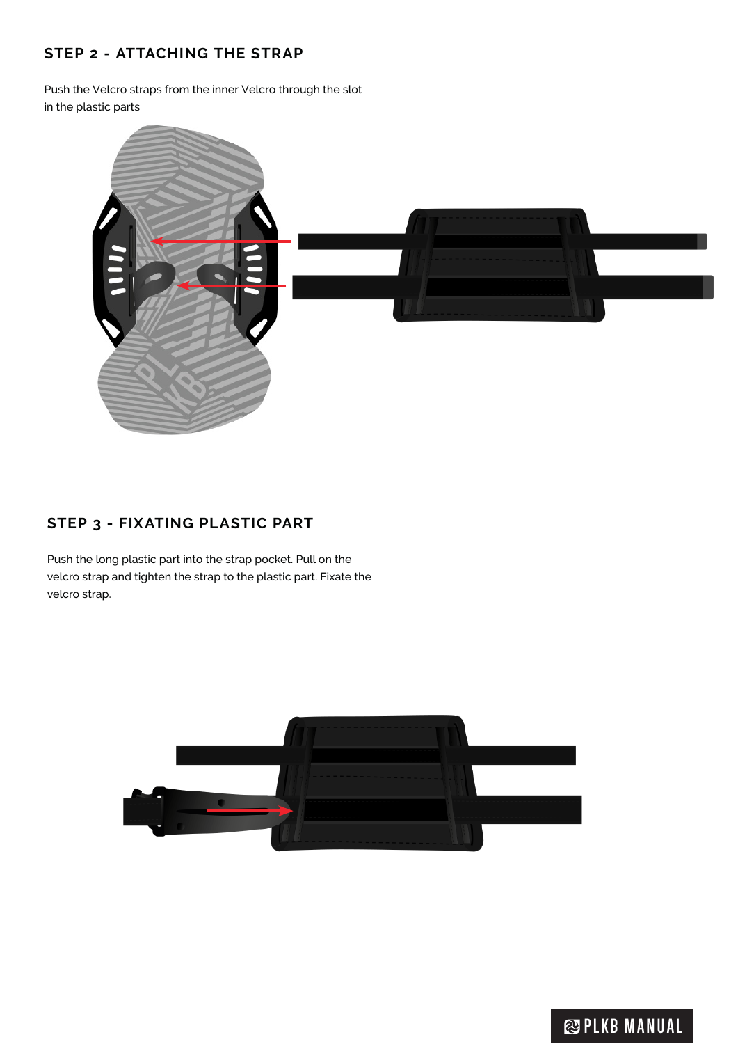## STEP 2 - ATTACHING THE STRAP

Push the Velcro straps from the inner Velcro through the slot in the plastic parts

## STEP 3 - FIXATING PLASTIC PART

Push the long plastic part into the strap pocket. Pull on the velcro strap and tighten the strap to the plastic part. Fixate the velcro strap.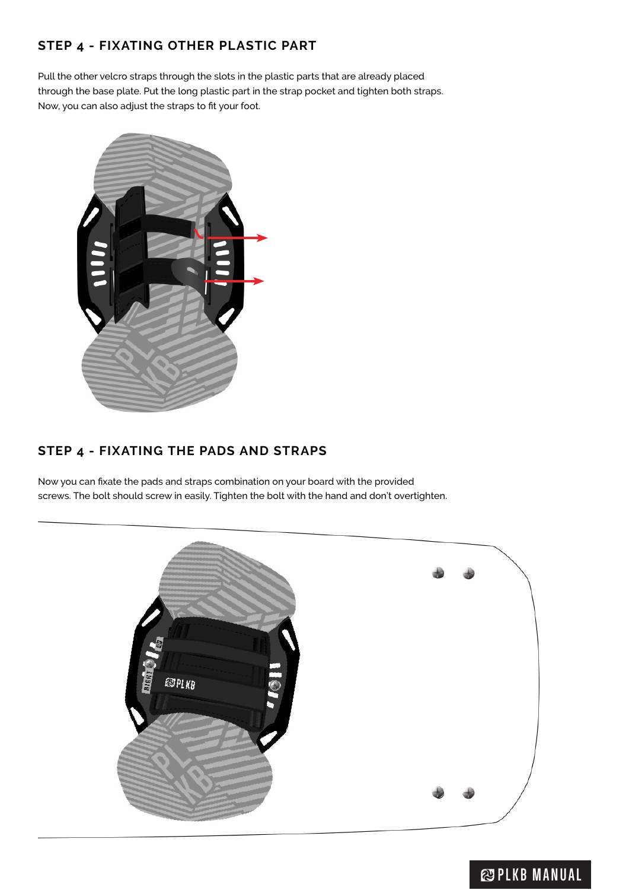## STEP 4 - FIXATING OTHER PLASTIC PART

Pull the other velcro straps through the slots in the plastic parts that are already placed through the base plate. Put the long plastic part in the strap pocket and tighten both straps. Now, you can also adjust the straps to fit your foot.

## STEP 4 - FIXATING THE PADS AND STRAPS

Now you can fixate the pads and straps combination on your board with the provided screws. The bolt should screw in easily. Tighten the bolt with the hand and don't overtighten.